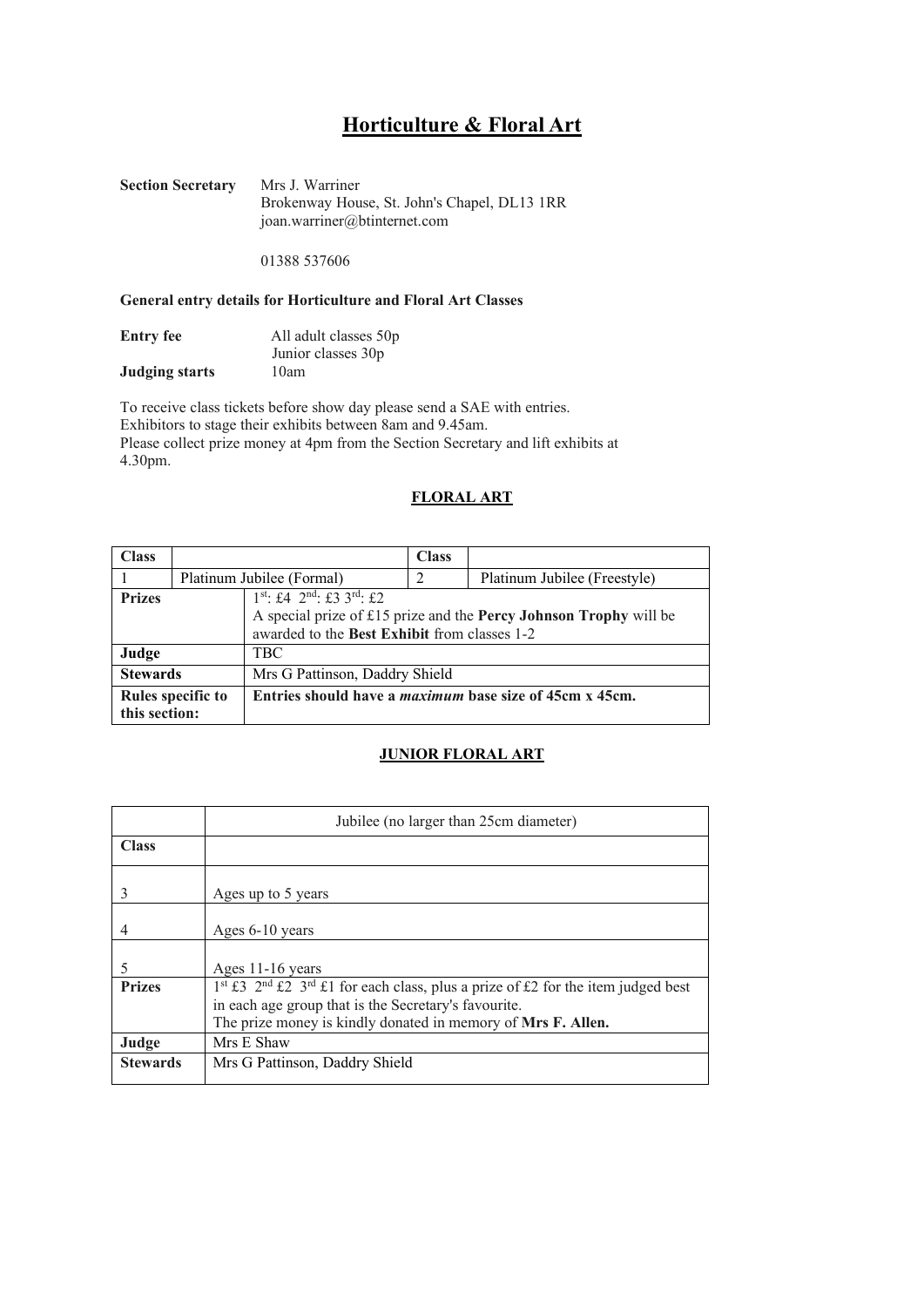# Horticulture & Floral Art

**Section Secretary** Mrs J. Warriner
Brokenway House, St. John's Chapel, DL13 1RR
joan.warriner@btinternet.com

01388 537606

**General entry details for Horticulture and Floral Art Classes**

**Entry fee** All adult classes 50p
Junior classes 30p

**Judging starts** 10am

To receive class tickets before show day please send a SAE with entries.
Exhibitors to stage their exhibits between 8am and 9.45am.
Please collect prize money at 4pm from the Section Secretary and lift exhibits at 4.30pm.

## FLORAL ART

| Class | | Class | |
|---|---|---|---|
| 1 | Platinum Jubilee (Formal) | 2 | Platinum Jubilee (Freestyle) |
| **Prizes** | 1st: £4 2nd: £3 3rd: £2<br>A special prize of £15 prize and the **Percy Johnson Trophy** will be awarded to the **Best Exhibit** from classes 1-2 | | |
| **Judge** | TBC | | |
| **Stewards** | Mrs G Pattinson, Daddry Shield | | |
| **Rules specific to this section:** | **Entries should have a *maximum* base size of 45cm x 45cm.** | | |

## JUNIOR FLORAL ART

| | Jubilee (no larger than 25cm diameter) |
|---|---|
| **Class** | |
| 3 | Ages up to 5 years |
| 4 | Ages 6-10 years |
| 5 | Ages 11-16 years |
| **Prizes** | 1st £3 2nd £2 3rd £1 for each class, plus a prize of £2 for the item judged best in each age group that is the Secretary's favourite.<br>The prize money is kindly donated in memory of **Mrs F. Allen.** |
| **Judge** | Mrs E Shaw |
| **Stewards** | Mrs G Pattinson, Daddry Shield |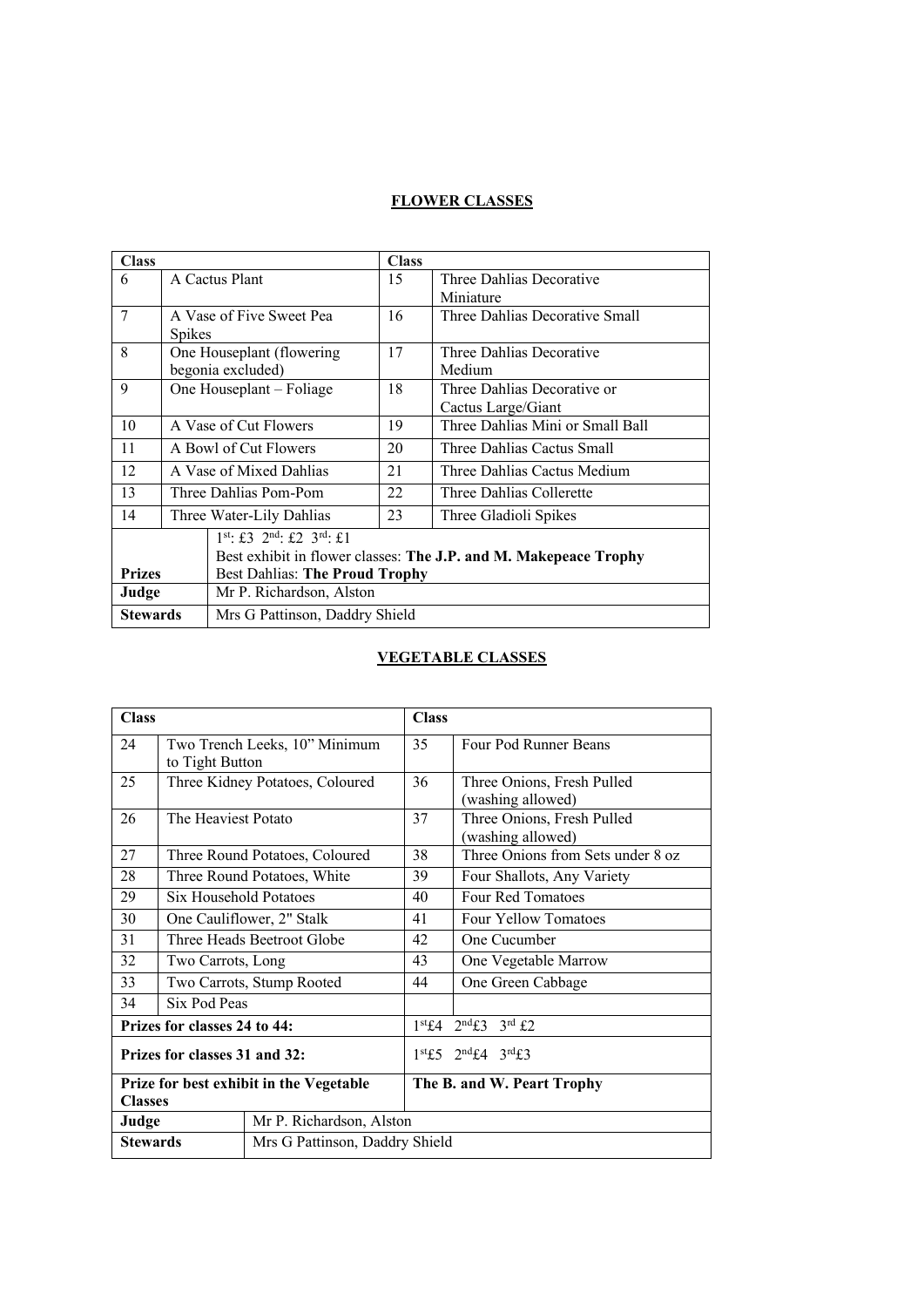## FLOWER CLASSES

| Class | | Class | |
|---|---|---|---|
| 6 | A Cactus Plant | 15 | Three Dahlias Decorative Miniature |
| 7 | A Vase of Five Sweet Pea Spikes | 16 | Three Dahlias Decorative Small |
| 8 | One Houseplant (flowering begonia excluded) | 17 | Three Dahlias Decorative Medium |
| 9 | One Houseplant – Foliage | 18 | Three Dahlias Decorative or Cactus Large/Giant |
| 10 | A Vase of Cut Flowers | 19 | Three Dahlias Mini or Small Ball |
| 11 | A Bowl of Cut Flowers | 20 | Three Dahlias Cactus Small |
| 12 | A Vase of Mixed Dahlias | 21 | Three Dahlias Cactus Medium |
| 13 | Three Dahlias Pom-Pom | 22 | Three Dahlias Collerette |
| 14 | Three Water-Lily Dahlias | 23 | Three Gladioli Spikes |
| **Prizes** | 1st: £3 2nd: £2 3rd: £1<br>Best exhibit in flower classes: **The J.P. and M. Makepeace Trophy**<br>Best Dahlias: **The Proud Trophy** | | |
| **Judge** | Mr P. Richardson, Alston | | |
| **Stewards** | Mrs G Pattinson, Daddry Shield | | |

## VEGETABLE CLASSES

| Class | | Class | |
|---|---|---|---|
| 24 | Two Trench Leeks, 10" Minimum to Tight Button | 35 | Four Pod Runner Beans |
| 25 | Three Kidney Potatoes, Coloured | 36 | Three Onions, Fresh Pulled (washing allowed) |
| 26 | The Heaviest Potato | 37 | Three Onions, Fresh Pulled (washing allowed) |
| 27 | Three Round Potatoes, Coloured | 38 | Three Onions from Sets under 8 oz |
| 28 | Three Round Potatoes, White | 39 | Four Shallots, Any Variety |
| 29 | Six Household Potatoes | 40 | Four Red Tomatoes |
| 30 | One Cauliflower, 2" Stalk | 41 | Four Yellow Tomatoes |
| 31 | Three Heads Beetroot Globe | 42 | One Cucumber |
| 32 | Two Carrots, Long | 43 | One Vegetable Marrow |
| 33 | Two Carrots, Stump Rooted | 44 | One Green Cabbage |
| 34 | Six Pod Peas | | |
| **Prizes for classes 24 to 44:** | | 1st£4 2nd£3 3rd £2 | |
| **Prizes for classes 31 and 32:** | | 1st£5 2nd£4 3rd£3 | |
| **Prize for best exhibit in the Vegetable Classes** | | **The B. and W. Peart Trophy** | |
| **Judge** | Mr P. Richardson, Alston | | |
| **Stewards** | Mrs G Pattinson, Daddry Shield | | |